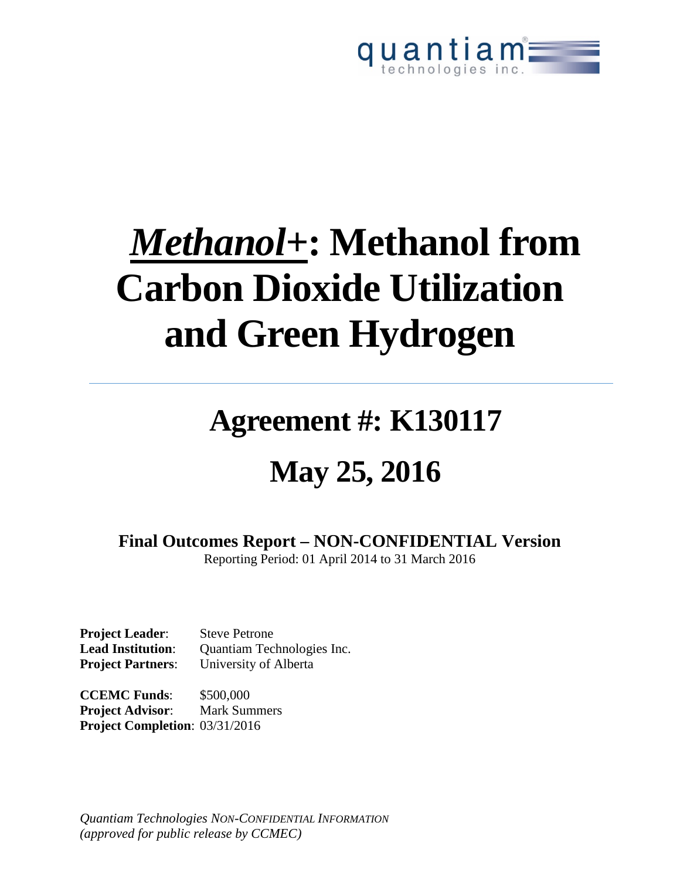quantiam technologies inc.

# *Methanol+*: Methanol from Carbon Dioxide Utilization and Green Hydrogen

# Agreement #: K130117

# May 25, 2016

**Final Outcomes Report – NON-CONFIDENTIAL Version**

Reporting Period: 01 April 2014 to 31 March 2016

**Project Leader**: Steve Petrone
**Lead Institution**: Quantiam Technologies Inc.
**Project Partners**: University of Alberta

**CCEMC Funds**: $500,000
**Project Advisor**: Mark Summers
**Project Completion**: 03/31/2016

*Quantiam Technologies NON-CONFIDENTIAL INFORMATION*
*(approved for public release by CCMEC)*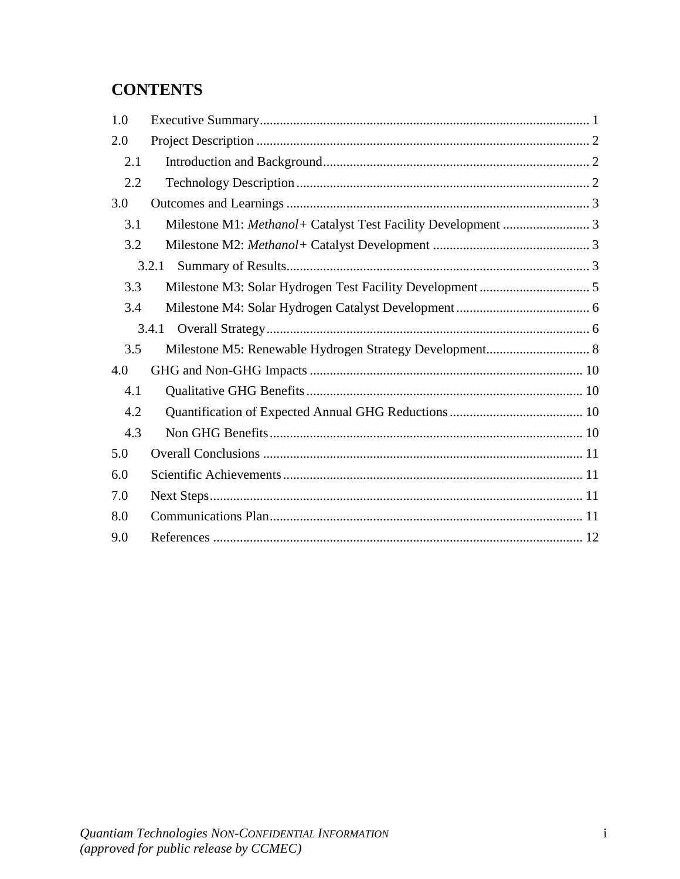# CONTENTS

1.0 Executive Summary ... 1
2.0 Project Description ... 2
  2.1 Introduction and Background ... 2
  2.2 Technology Description ... 2
3.0 Outcomes and Learnings ... 3
  3.1 Milestone M1: *Methanol+* Catalyst Test Facility Development ... 3
  3.2 Milestone M2: *Methanol+* Catalyst Development ... 3
    3.2.1 Summary of Results ... 3
  3.3 Milestone M3: Solar Hydrogen Test Facility Development ... 5
  3.4 Milestone M4: Solar Hydrogen Catalyst Development ... 6
    3.4.1 Overall Strategy ... 6
  3.5 Milestone M5: Renewable Hydrogen Strategy Development ... 8
4.0 GHG and Non-GHG Impacts ... 10
  4.1 Qualitative GHG Benefits ... 10
  4.2 Quantification of Expected Annual GHG Reductions ... 10
  4.3 Non GHG Benefits ... 10
5.0 Overall Conclusions ... 11
6.0 Scientific Achievements ... 11
7.0 Next Steps ... 11
8.0 Communications Plan ... 11
9.0 References ... 12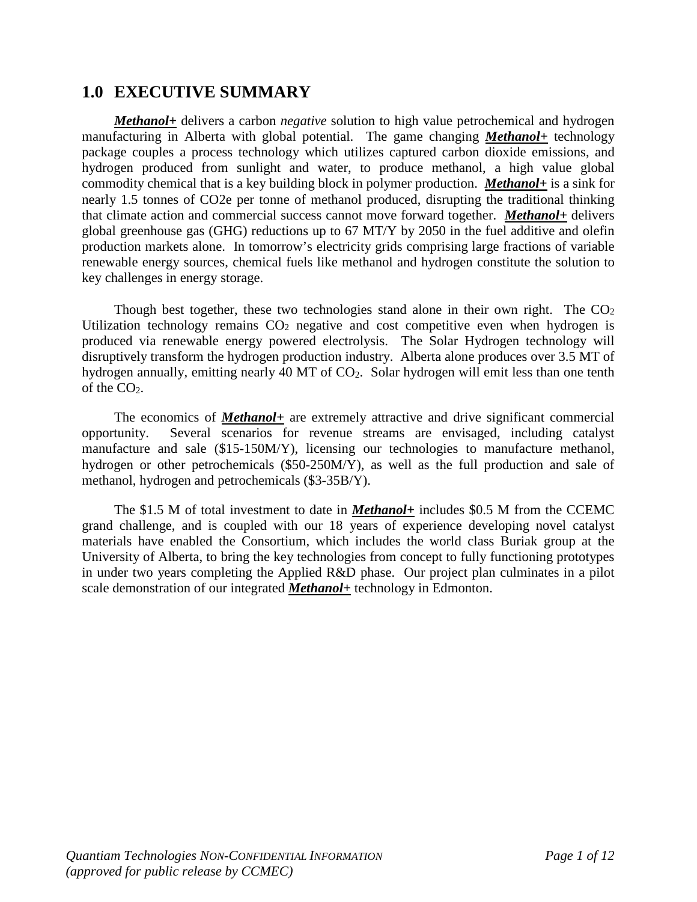## 1.0 EXECUTIVE SUMMARY

***Methanol+*** delivers a carbon *negative* solution to high value petrochemical and hydrogen manufacturing in Alberta with global potential. The game changing ***Methanol+*** technology package couples a process technology which utilizes captured carbon dioxide emissions, and hydrogen produced from sunlight and water, to produce methanol, a high value global commodity chemical that is a key building block in polymer production. ***Methanol+*** is a sink for nearly 1.5 tonnes of CO2e per tonne of methanol produced, disrupting the traditional thinking that climate action and commercial success cannot move forward together. ***Methanol+*** delivers global greenhouse gas (GHG) reductions up to 67 MT/Y by 2050 in the fuel additive and olefin production markets alone. In tomorrow's electricity grids comprising large fractions of variable renewable energy sources, chemical fuels like methanol and hydrogen constitute the solution to key challenges in energy storage.

Though best together, these two technologies stand alone in their own right. The $CO_2$ Utilization technology remains $CO_2$ negative and cost competitive even when hydrogen is produced via renewable energy powered electrolysis. The Solar Hydrogen technology will disruptively transform the hydrogen production industry. Alberta alone produces over 3.5 MT of hydrogen annually, emitting nearly 40 MT of $CO_2$. Solar hydrogen will emit less than one tenth of the $CO_2$.

The economics of ***Methanol+*** are extremely attractive and drive significant commercial opportunity. Several scenarios for revenue streams are envisaged, including catalyst manufacture and sale ($15-150M/Y), licensing our technologies to manufacture methanol, hydrogen or other petrochemicals ($50-250M/Y), as well as the full production and sale of methanol, hydrogen and petrochemicals ($3-35B/Y).

The $1.5 M of total investment to date in ***Methanol+*** includes $0.5 M from the CCEMC grand challenge, and is coupled with our 18 years of experience developing novel catalyst materials have enabled the Consortium, which includes the world class Buriak group at the University of Alberta, to bring the key technologies from concept to fully functioning prototypes in under two years completing the Applied R&D phase. Our project plan culminates in a pilot scale demonstration of our integrated ***Methanol+*** technology in Edmonton.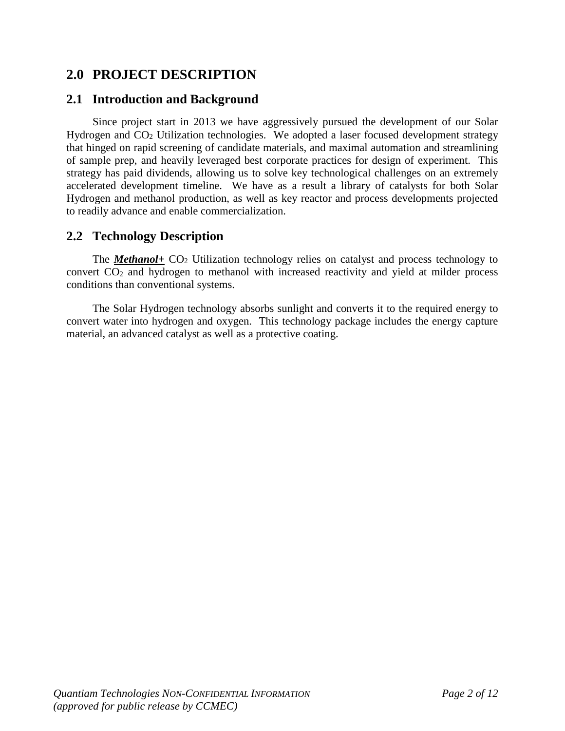# 2.0 PROJECT DESCRIPTION

## 2.1 Introduction and Background

Since project start in 2013 we have aggressively pursued the development of our Solar Hydrogen and $CO_2$ Utilization technologies. We adopted a laser focused development strategy that hinged on rapid screening of candidate materials, and maximal automation and streamlining of sample prep, and heavily leveraged best corporate practices for design of experiment. This strategy has paid dividends, allowing us to solve key technological challenges on an extremely accelerated development timeline. We have as a result a library of catalysts for both Solar Hydrogen and methanol production, as well as key reactor and process developments projected to readily advance and enable commercialization.

## 2.2 Technology Description

The ***Methanol+*** $CO_2$ Utilization technology relies on catalyst and process technology to convert $CO_2$ and hydrogen to methanol with increased reactivity and yield at milder process conditions than conventional systems.

The Solar Hydrogen technology absorbs sunlight and converts it to the required energy to convert water into hydrogen and oxygen. This technology package includes the energy capture material, an advanced catalyst as well as a protective coating.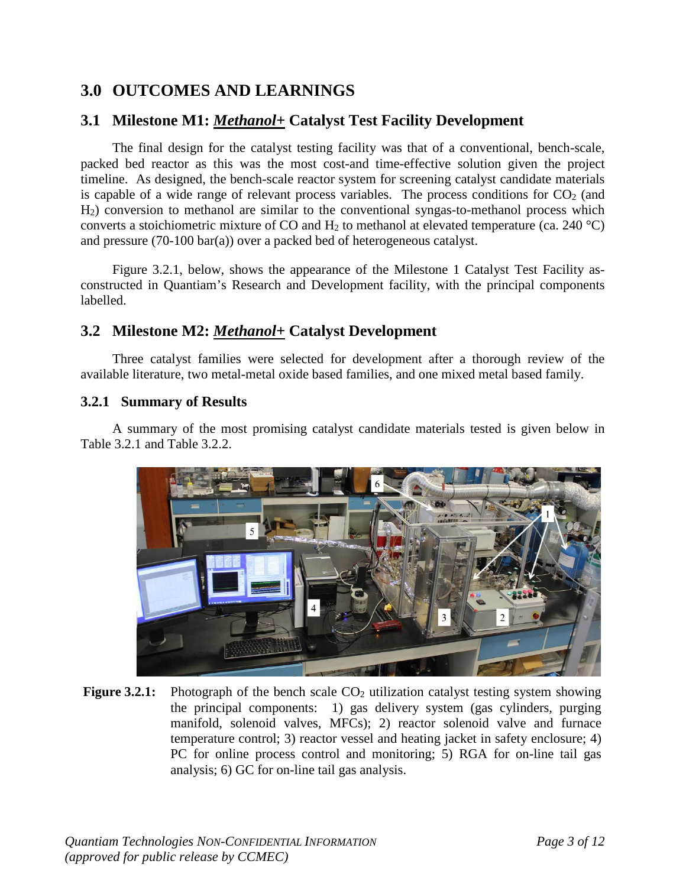# 3.0 OUTCOMES AND LEARNINGS

## 3.1 Milestone M1: ***Methanol+*** Catalyst Test Facility Development

The final design for the catalyst testing facility was that of a conventional, bench-scale, packed bed reactor as this was the most cost-and time-effective solution given the project timeline. As designed, the bench-scale reactor system for screening catalyst candidate materials is capable of a wide range of relevant process variables. The process conditions for $CO_2$ (and $H_2$) conversion to methanol are similar to the conventional syngas-to-methanol process which converts a stoichiometric mixture of CO and $H_2$ to methanol at elevated temperature (ca. 240 °C) and pressure (70-100 bar(a)) over a packed bed of heterogeneous catalyst.

Figure 3.2.1, below, shows the appearance of the Milestone 1 Catalyst Test Facility as-constructed in Quantiam's Research and Development facility, with the principal components labelled.

## 3.2 Milestone M2: ***Methanol+*** Catalyst Development

Three catalyst families were selected for development after a thorough review of the available literature, two metal-metal oxide based families, and one mixed metal based family.

### 3.2.1 Summary of Results

A summary of the most promising catalyst candidate materials tested is given below in Table 3.2.1 and Table 3.2.2.

**Figure 3.2.1:** Photograph of the bench scale $CO_2$ utilization catalyst testing system showing the principal components: 1) gas delivery system (gas cylinders, purging manifold, solenoid valves, MFCs); 2) reactor solenoid valve and furnace temperature control; 3) reactor vessel and heating jacket in safety enclosure; 4) PC for online process control and monitoring; 5) RGA for on-line tail gas analysis; 6) GC for on-line tail gas analysis.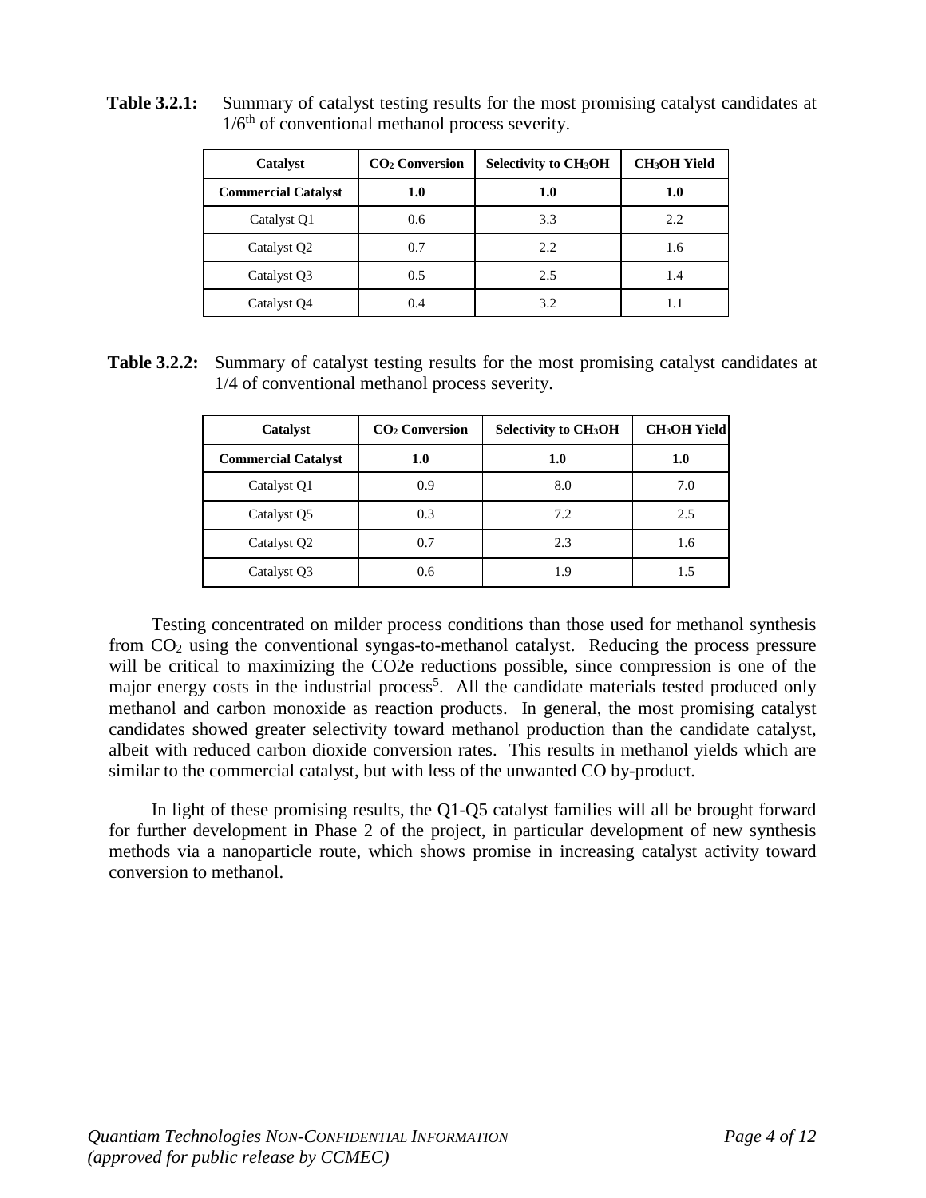**Table 3.2.1:** Summary of catalyst testing results for the most promising catalyst candidates at 1/6[th] of conventional methanol process severity.

| Catalyst | $CO_2$ Conversion | Selectivity to $CH_3OH$ | $CH_3OH$ Yield |
|---|---|---|---|
| **Commercial Catalyst** | **1.0** | **1.0** | **1.0** |
| Catalyst Q1 | 0.6 | 3.3 | 2.2 |
| Catalyst Q2 | 0.7 | 2.2 | 1.6 |
| Catalyst Q3 | 0.5 | 2.5 | 1.4 |
| Catalyst Q4 | 0.4 | 3.2 | 1.1 |

**Table 3.2.2:** Summary of catalyst testing results for the most promising catalyst candidates at 1/4 of conventional methanol process severity.

| Catalyst | $CO_2$ Conversion | Selectivity to $CH_3OH$ | $CH_3OH$ Yield |
|---|---|---|---|
| **Commercial Catalyst** | **1.0** | **1.0** | **1.0** |
| Catalyst Q1 | 0.9 | 8.0 | 7.0 |
| Catalyst Q5 | 0.3 | 7.2 | 2.5 |
| Catalyst Q2 | 0.7 | 2.3 | 1.6 |
| Catalyst Q3 | 0.6 | 1.9 | 1.5 |

Testing concentrated on milder process conditions than those used for methanol synthesis from $CO_2$ using the conventional syngas-to-methanol catalyst. Reducing the process pressure will be critical to maximizing the CO2e reductions possible, since compression is one of the major energy costs in the industrial process[5]. All the candidate materials tested produced only methanol and carbon monoxide as reaction products. In general, the most promising catalyst candidates showed greater selectivity toward methanol production than the candidate catalyst, albeit with reduced carbon dioxide conversion rates. This results in methanol yields which are similar to the commercial catalyst, but with less of the unwanted CO by-product.

In light of these promising results, the Q1-Q5 catalyst families will all be brought forward for further development in Phase 2 of the project, in particular development of new synthesis methods via a nanoparticle route, which shows promise in increasing catalyst activity toward conversion to methanol.

*Quantiam Technologies NON-CONFIDENTIAL INFORMATION*
*(approved for public release by CCMEC)*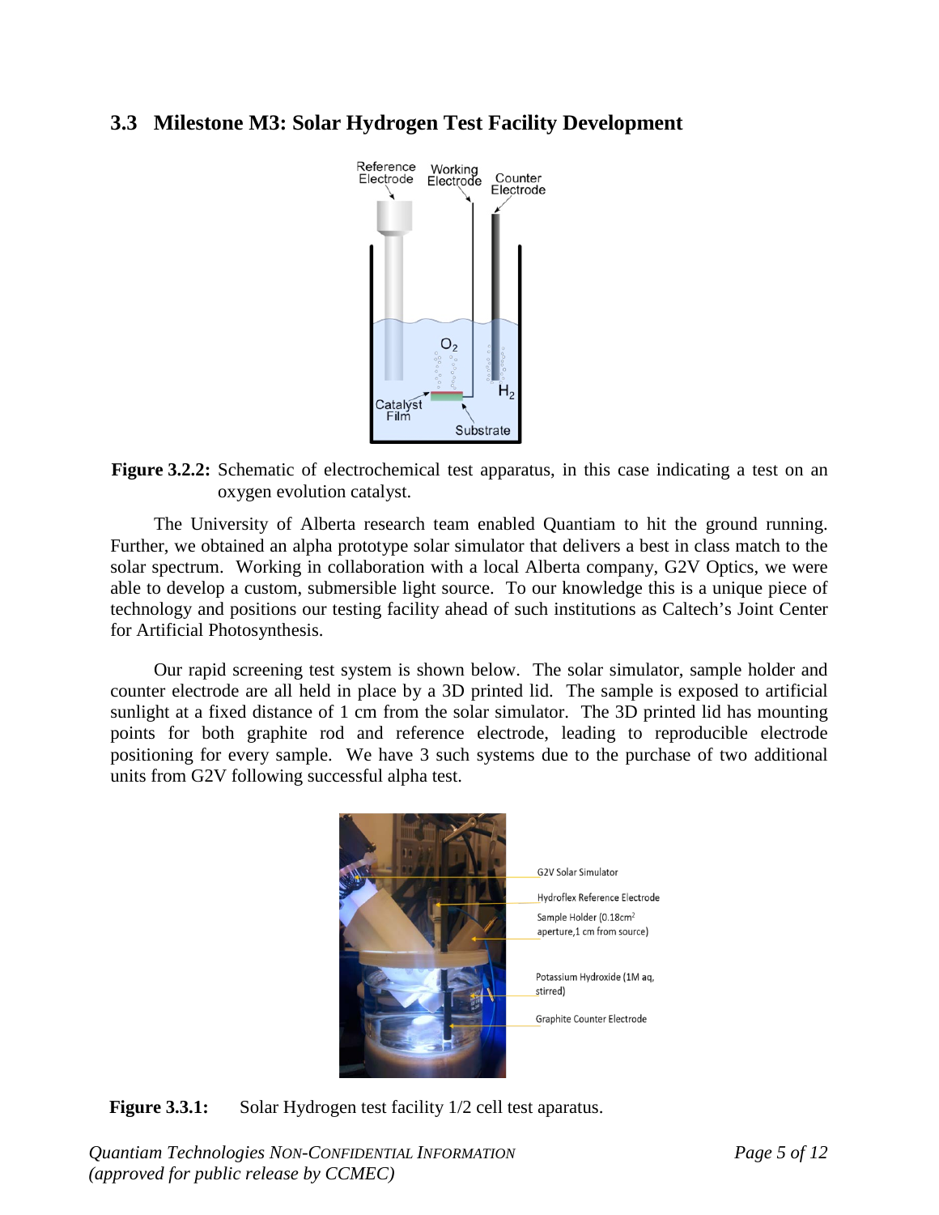### 3.3 Milestone M3: Solar Hydrogen Test Facility Development

**Figure 3.2.2:** Schematic of electrochemical test apparatus, in this case indicating a test on an oxygen evolution catalyst.

The University of Alberta research team enabled Quantiam to hit the ground running. Further, we obtained an alpha prototype solar simulator that delivers a best in class match to the solar spectrum. Working in collaboration with a local Alberta company, G2V Optics, we were able to develop a custom, submersible light source. To our knowledge this is a unique piece of technology and positions our testing facility ahead of such institutions as Caltech's Joint Center for Artificial Photosynthesis.

Our rapid screening test system is shown below. The solar simulator, sample holder and counter electrode are all held in place by a 3D printed lid. The sample is exposed to artificial sunlight at a fixed distance of 1 cm from the solar simulator. The 3D printed lid has mounting points for both graphite rod and reference electrode, leading to reproducible electrode positioning for every sample. We have 3 such systems due to the purchase of two additional units from G2V following successful alpha test.

**Figure 3.3.1:** Solar Hydrogen test facility 1/2 cell test aparatus.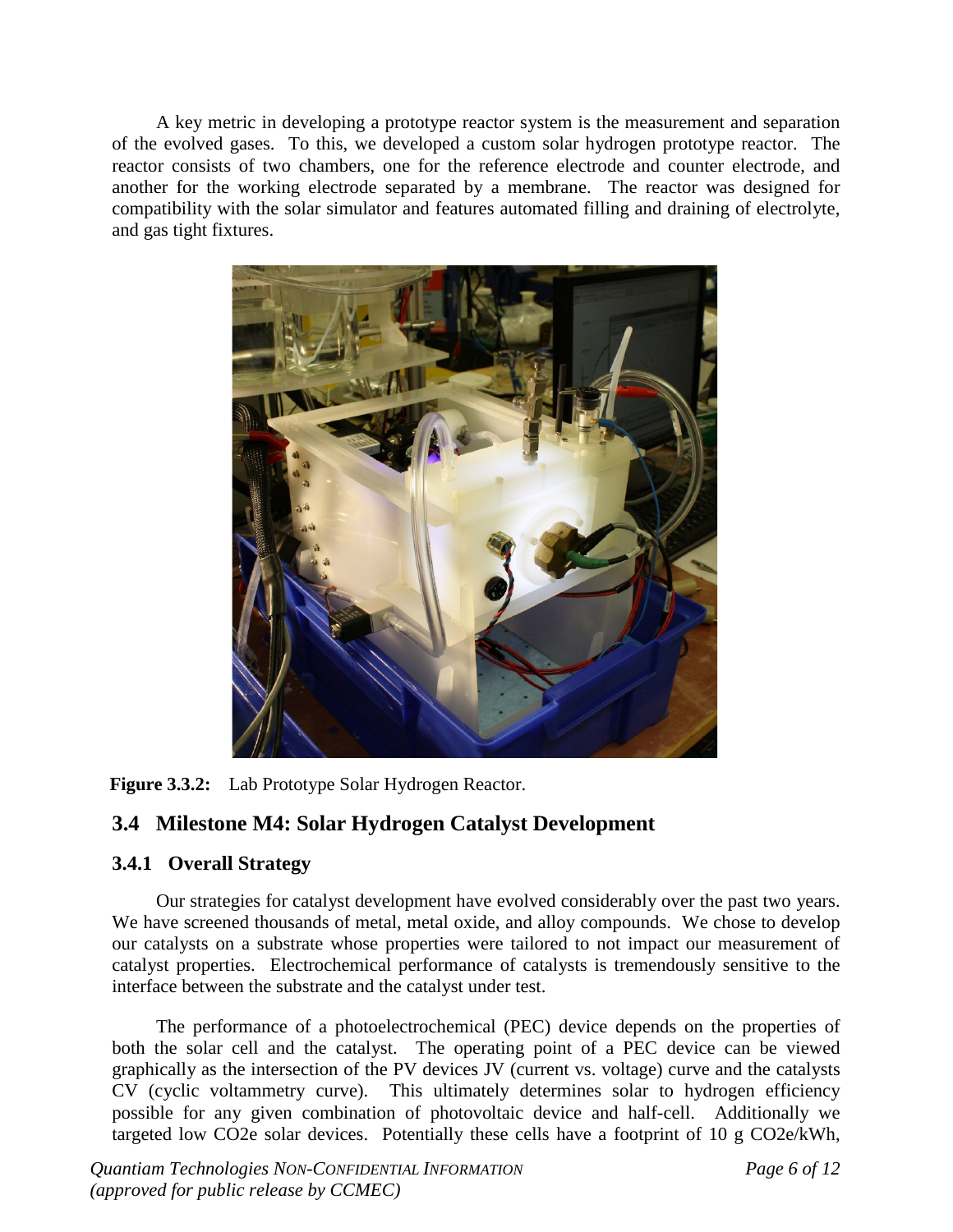A key metric in developing a prototype reactor system is the measurement and separation of the evolved gases. To this, we developed a custom solar hydrogen prototype reactor. The reactor consists of two chambers, one for the reference electrode and counter electrode, and another for the working electrode separated by a membrane. The reactor was designed for compatibility with the solar simulator and features automated filling and draining of electrolyte, and gas tight fixtures.

**Figure 3.3.2:** Lab Prototype Solar Hydrogen Reactor.

## 3.4 Milestone M4: Solar Hydrogen Catalyst Development

### 3.4.1 Overall Strategy

Our strategies for catalyst development have evolved considerably over the past two years. We have screened thousands of metal, metal oxide, and alloy compounds. We chose to develop our catalysts on a substrate whose properties were tailored to not impact our measurement of catalyst properties. Electrochemical performance of catalysts is tremendously sensitive to the interface between the substrate and the catalyst under test.

The performance of a photoelectrochemical (PEC) device depends on the properties of both the solar cell and the catalyst. The operating point of a PEC device can be viewed graphically as the intersection of the PV devices JV (current vs. voltage) curve and the catalysts CV (cyclic voltammetry curve). This ultimately determines solar to hydrogen efficiency possible for any given combination of photovoltaic device and half-cell. Additionally we targeted low CO2e solar devices. Potentially these cells have a footprint of 10 g CO2e/kWh,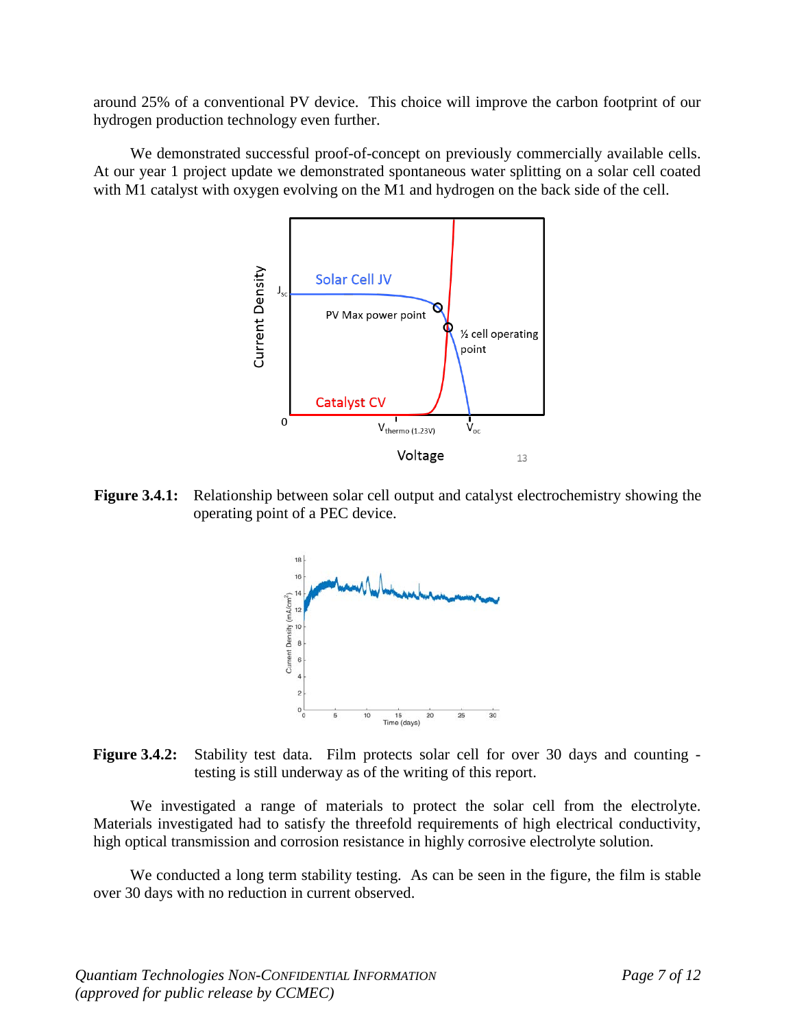around 25% of a conventional PV device. This choice will improve the carbon footprint of our hydrogen production technology even further.

We demonstrated successful proof-of-concept on previously commercially available cells. At our year 1 project update we demonstrated spontaneous water splitting on a solar cell coated with M1 catalyst with oxygen evolving on the M1 and hydrogen on the back side of the cell.

**Figure 3.4.1:** Relationship between solar cell output and catalyst electrochemistry showing the operating point of a PEC device.

**Figure 3.4.2:** Stability test data. Film protects solar cell for over 30 days and counting - testing is still underway as of the writing of this report.

We investigated a range of materials to protect the solar cell from the electrolyte. Materials investigated had to satisfy the threefold requirements of high electrical conductivity, high optical transmission and corrosion resistance in highly corrosive electrolyte solution.

We conducted a long term stability testing. As can be seen in the figure, the film is stable over 30 days with no reduction in current observed.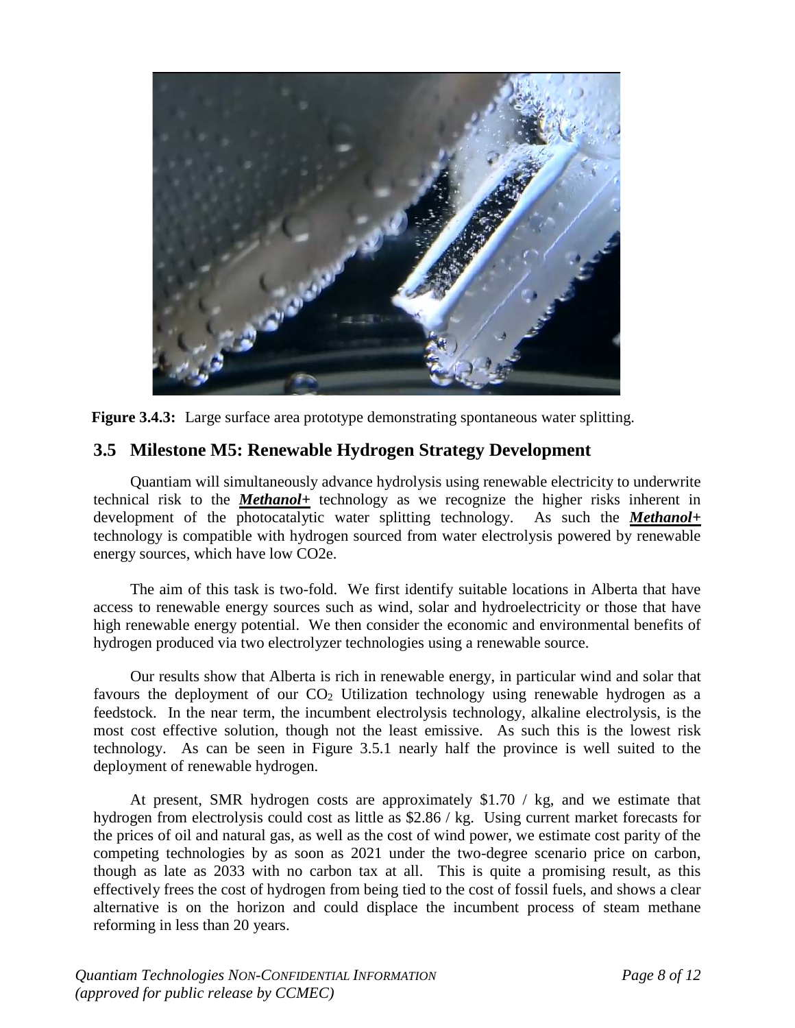**Figure 3.4.3:** Large surface area prototype demonstrating spontaneous water splitting.

## 3.5 Milestone M5: Renewable Hydrogen Strategy Development

Quantiam will simultaneously advance hydrolysis using renewable electricity to underwrite technical risk to the ***Methanol+*** technology as we recognize the higher risks inherent in development of the photocatalytic water splitting technology. As such the ***Methanol+*** technology is compatible with hydrogen sourced from water electrolysis powered by renewable energy sources, which have low CO2e.

The aim of this task is two-fold. We first identify suitable locations in Alberta that have access to renewable energy sources such as wind, solar and hydroelectricity or those that have high renewable energy potential. We then consider the economic and environmental benefits of hydrogen produced via two electrolyzer technologies using a renewable source.

Our results show that Alberta is rich in renewable energy, in particular wind and solar that favours the deployment of our $CO_2$ Utilization technology using renewable hydrogen as a feedstock. In the near term, the incumbent electrolysis technology, alkaline electrolysis, is the most cost effective solution, though not the least emissive. As such this is the lowest risk technology. As can be seen in Figure 3.5.1 nearly half the province is well suited to the deployment of renewable hydrogen.

At present, SMR hydrogen costs are approximately \$1.70 / kg, and we estimate that hydrogen from electrolysis could cost as little as \$2.86 / kg. Using current market forecasts for the prices of oil and natural gas, as well as the cost of wind power, we estimate cost parity of the competing technologies by as soon as 2021 under the two-degree scenario price on carbon, though as late as 2033 with no carbon tax at all. This is quite a promising result, as this effectively frees the cost of hydrogen from being tied to the cost of fossil fuels, and shows a clear alternative is on the horizon and could displace the incumbent process of steam methane reforming in less than 20 years.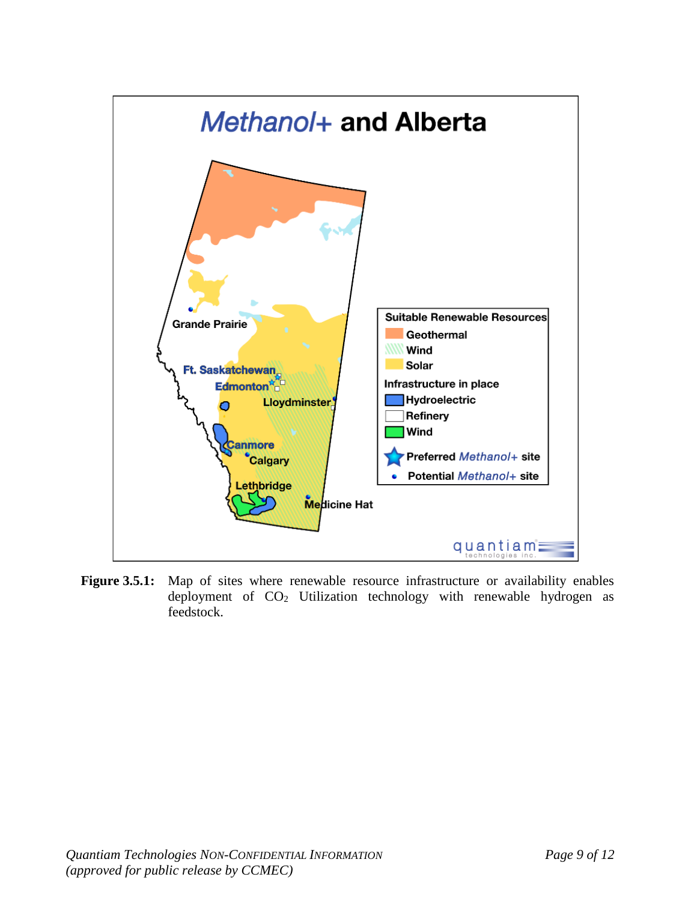**Figure 3.5.1:** Map of sites where renewable resource infrastructure or availability enables deployment of $CO_2$ Utilization technology with renewable hydrogen as feedstock.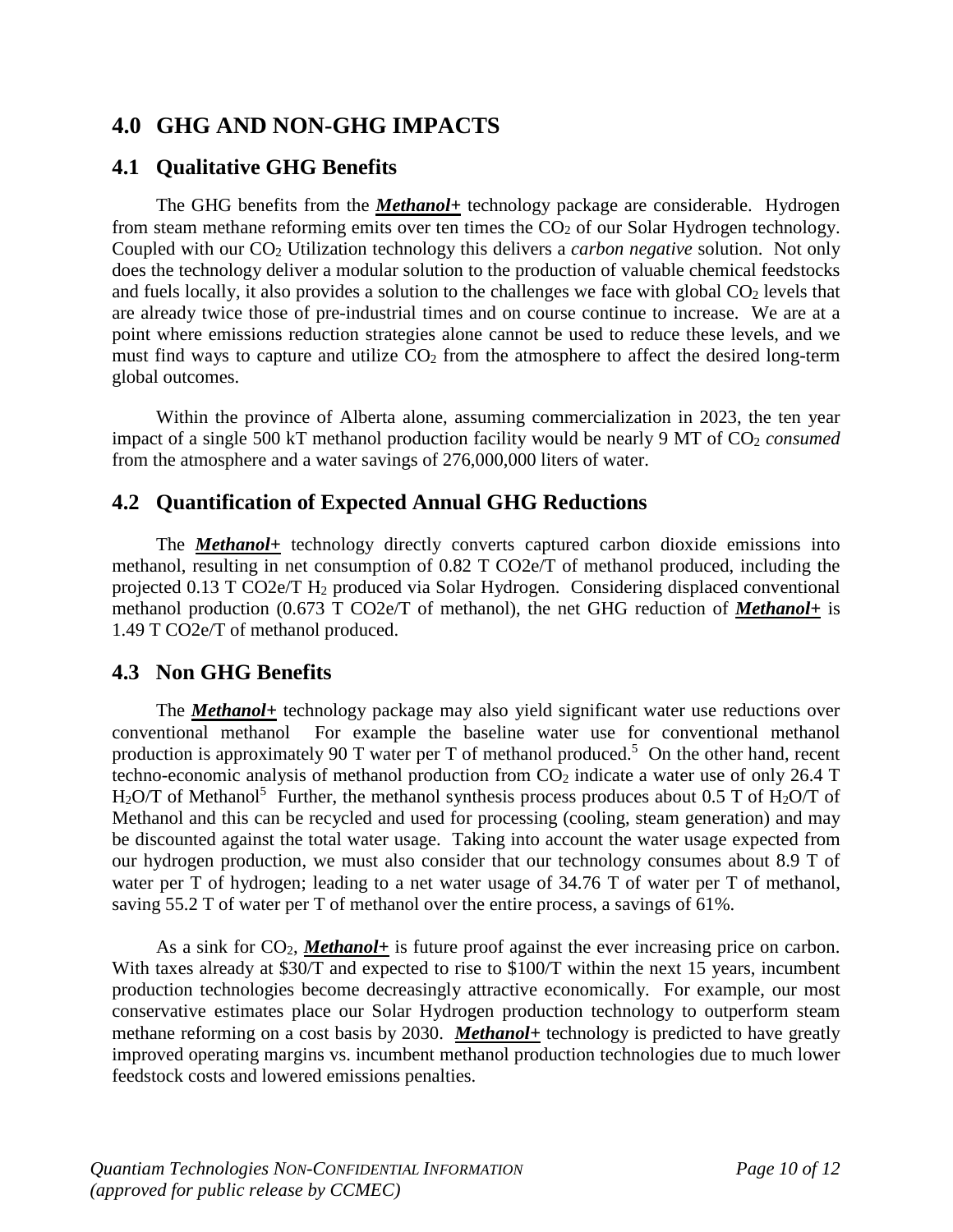## 4.0 GHG AND NON-GHG IMPACTS

### 4.1 Qualitative GHG Benefits

The GHG benefits from the ***Methanol+*** technology package are considerable. Hydrogen from steam methane reforming emits over ten times the $CO_2$ of our Solar Hydrogen technology. Coupled with our $CO_2$ Utilization technology this delivers a *carbon negative* solution. Not only does the technology deliver a modular solution to the production of valuable chemical feedstocks and fuels locally, it also provides a solution to the challenges we face with global $CO_2$ levels that are already twice those of pre-industrial times and on course continue to increase. We are at a point where emissions reduction strategies alone cannot be used to reduce these levels, and we must find ways to capture and utilize $CO_2$ from the atmosphere to affect the desired long-term global outcomes.

Within the province of Alberta alone, assuming commercialization in 2023, the ten year impact of a single 500 kT methanol production facility would be nearly 9 MT of $CO_2$ *consumed* from the atmosphere and a water savings of 276,000,000 liters of water.

### 4.2 Quantification of Expected Annual GHG Reductions

The ***Methanol+*** technology directly converts captured carbon dioxide emissions into methanol, resulting in net consumption of 0.82 T CO2e/T of methanol produced, including the projected 0.13 T CO2e/T $H_2$ produced via Solar Hydrogen. Considering displaced conventional methanol production (0.673 T CO2e/T of methanol), the net GHG reduction of ***Methanol+*** is 1.49 T CO2e/T of methanol produced.

### 4.3 Non GHG Benefits

The ***Methanol+*** technology package may also yield significant water use reductions over conventional methanol For example the baseline water use for conventional methanol production is approximately 90 T water per T of methanol produced.[5] On the other hand, recent techno-economic analysis of methanol production from $CO_2$ indicate a water use of only 26.4 T $H_2O$/T of Methanol[5] Further, the methanol synthesis process produces about 0.5 T of $H_2O$/T of Methanol and this can be recycled and used for processing (cooling, steam generation) and may be discounted against the total water usage. Taking into account the water usage expected from our hydrogen production, we must also consider that our technology consumes about 8.9 T of water per T of hydrogen; leading to a net water usage of 34.76 T of water per T of methanol, saving 55.2 T of water per T of methanol over the entire process, a savings of 61%.

As a sink for $CO_2$, ***Methanol+*** is future proof against the ever increasing price on carbon. With taxes already at \$30/T and expected to rise to \$100/T within the next 15 years, incumbent production technologies become decreasingly attractive economically. For example, our most conservative estimates place our Solar Hydrogen production technology to outperform steam methane reforming on a cost basis by 2030. ***Methanol+*** technology is predicted to have greatly improved operating margins vs. incumbent methanol production technologies due to much lower feedstock costs and lowered emissions penalties.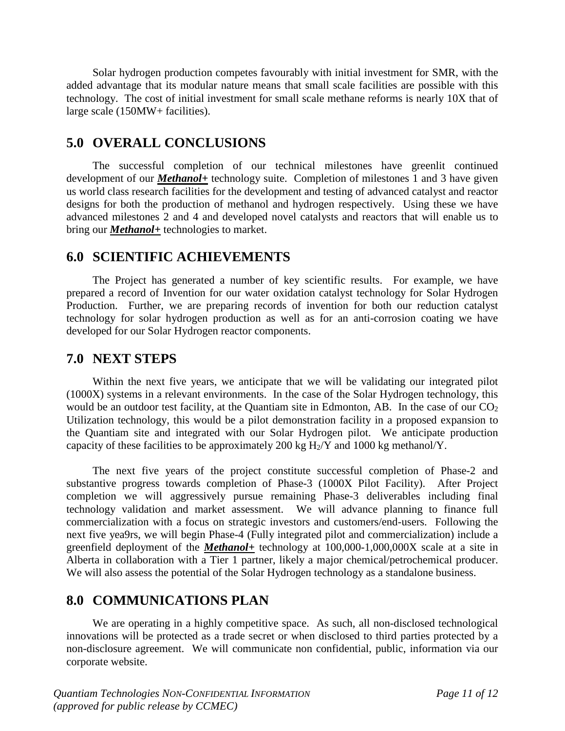Solar hydrogen production competes favourably with initial investment for SMR, with the added advantage that its modular nature means that small scale facilities are possible with this technology. The cost of initial investment for small scale methane reforms is nearly 10X that of large scale (150MW+ facilities).

## 5.0 OVERALL CONCLUSIONS

The successful completion of our technical milestones have greenlit continued development of our ***Methanol+*** technology suite. Completion of milestones 1 and 3 have given us world class research facilities for the development and testing of advanced catalyst and reactor designs for both the production of methanol and hydrogen respectively. Using these we have advanced milestones 2 and 4 and developed novel catalysts and reactors that will enable us to bring our ***Methanol+*** technologies to market.

## 6.0 SCIENTIFIC ACHIEVEMENTS

The Project has generated a number of key scientific results. For example, we have prepared a record of Invention for our water oxidation catalyst technology for Solar Hydrogen Production. Further, we are preparing records of invention for both our reduction catalyst technology for solar hydrogen production as well as for an anti-corrosion coating we have developed for our Solar Hydrogen reactor components.

## 7.0 NEXT STEPS

Within the next five years, we anticipate that we will be validating our integrated pilot (1000X) systems in a relevant environments. In the case of the Solar Hydrogen technology, this would be an outdoor test facility, at the Quantiam site in Edmonton, AB. In the case of our $CO_2$ Utilization technology, this would be a pilot demonstration facility in a proposed expansion to the Quantiam site and integrated with our Solar Hydrogen pilot. We anticipate production capacity of these facilities to be approximately 200 kg $H_2$/Y and 1000 kg methanol/Y.

The next five years of the project constitute successful completion of Phase-2 and substantive progress towards completion of Phase-3 (1000X Pilot Facility). After Project completion we will aggressively pursue remaining Phase-3 deliverables including final technology validation and market assessment. We will advance planning to finance full commercialization with a focus on strategic investors and customers/end-users. Following the next five yea9rs, we will begin Phase-4 (Fully integrated pilot and commercialization) include a greenfield deployment of the ***Methanol+*** technology at 100,000-1,000,000X scale at a site in Alberta in collaboration with a Tier 1 partner, likely a major chemical/petrochemical producer. We will also assess the potential of the Solar Hydrogen technology as a standalone business.

## 8.0 COMMUNICATIONS PLAN

We are operating in a highly competitive space. As such, all non-disclosed technological innovations will be protected as a trade secret or when disclosed to third parties protected by a non-disclosure agreement. We will communicate non confidential, public, information via our corporate website.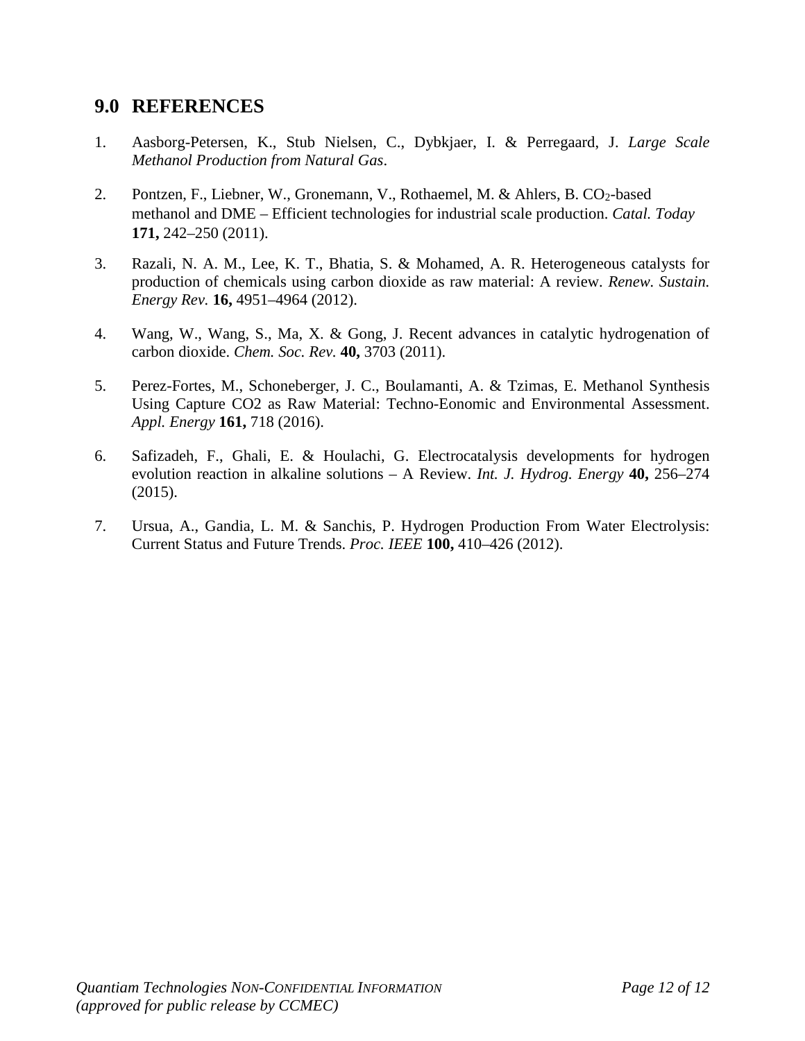## 9.0 REFERENCES

1. Aasborg-Petersen, K., Stub Nielsen, C., Dybkjaer, I. & Perregaard, J. *Large Scale Methanol Production from Natural Gas*.

2. Pontzen, F., Liebner, W., Gronemann, V., Rothaemel, M. & Ahlers, B. $CO_2$-based methanol and DME – Efficient technologies for industrial scale production. *Catal. Today* **171,** 242–250 (2011).

3. Razali, N. A. M., Lee, K. T., Bhatia, S. & Mohamed, A. R. Heterogeneous catalysts for production of chemicals using carbon dioxide as raw material: A review. *Renew. Sustain. Energy Rev.* **16,** 4951–4964 (2012).

4. Wang, W., Wang, S., Ma, X. & Gong, J. Recent advances in catalytic hydrogenation of carbon dioxide. *Chem. Soc. Rev.* **40,** 3703 (2011).

5. Perez-Fortes, M., Schoneberger, J. C., Boulamanti, A. & Tzimas, E. Methanol Synthesis Using Capture CO2 as Raw Material: Techno-Eonomic and Environmental Assessment. *Appl. Energy* **161,** 718 (2016).

6. Safizadeh, F., Ghali, E. & Houlachi, G. Electrocatalysis developments for hydrogen evolution reaction in alkaline solutions – A Review. *Int. J. Hydrog. Energy* **40,** 256–274 (2015).

7. Ursua, A., Gandia, L. M. & Sanchis, P. Hydrogen Production From Water Electrolysis: Current Status and Future Trends. *Proc. IEEE* **100,** 410–426 (2012).